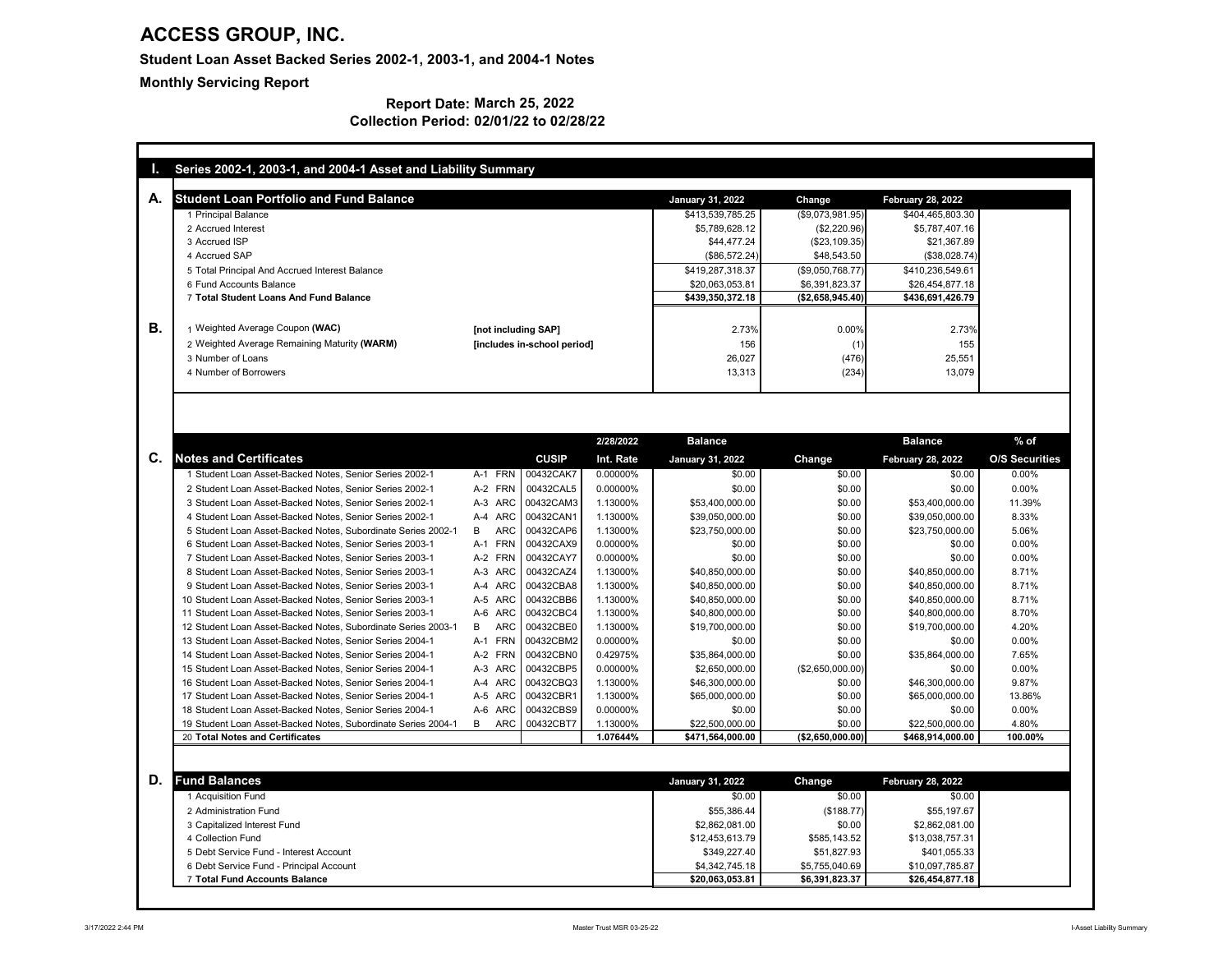# ACCESS GROUP, INC.

**Student Loan Asset Backed Series 2002-1, 2003-1, and 2004-1 Notes**

**Monthly Servicing Report**

**Report Date: March 25, 2022**

**Collection Period: 02/01/22 to 02/28/22**

## I. Series 2002-1, 2003-1, and 2004-1 Asset and Liability Summary

### A. Student Loan Portfolio and Fund Balance

| | January 31, 2022 | Change | February 28, 2022 |
|---|---|---|---|
| 1 Principal Balance | $413,539,785.25 | ($9,073,981.95) | $404,465,803.30 |
| 2 Accrued Interest | $5,789,628.12 | ($2,220.96) | $5,787,407.16 |
| 3 Accrued ISP | $44,477.24 | ($23,109.35) | $21,367.89 |
| 4 Accrued SAP | ($86,572.24) | $48,543.50 | ($38,028.74) |
| 5 Total Principal And Accrued Interest Balance | $419,287,318.37 | ($9,050,768.77) | $410,236,549.61 |
| 6 Fund Accounts Balance | $20,063,053.81 | $6,391,823.37 | $26,454,877.18 |
| 7 **Total Student Loans And Fund Balance** | **$439,350,372.18** | **($2,658,945.40)** | **$436,691,426.79** |

### B.

| | | January 31, 2022 | Change | February 28, 2022 |
|---|---|---|---|---|
| 1 Weighted Average Coupon **(WAC)** | **[not including SAP]** | 2.73% | 0.00% | 2.73% |
| 2 Weighted Average Remaining Maturity **(WARM)** | **[includes in-school period]** | 156 | (1) | 155 |
| 3 Number of Loans | | 26,027 | (476) | 25,551 |
| 4 Number of Borrowers | | 13,313 | (234) | 13,079 |

### C. Notes and Certificates

| Notes and Certificates | | CUSIP | 2/28/2022 Int. Rate | Balance January 31, 2022 | Change | Balance February 28, 2022 | % of O/S Securities |
|---|---|---|---|---|---|---|---|
| 1 Student Loan Asset-Backed Notes, Senior Series 2002-1 | A-1 FRN | 00432CAK7 | 0.00000% | $0.00 | $0.00 | $0.00 | 0.00% |
| 2 Student Loan Asset-Backed Notes, Senior Series 2002-1 | A-2 FRN | 00432CAL5 | 0.00000% | $0.00 | $0.00 | $0.00 | 0.00% |
| 3 Student Loan Asset-Backed Notes, Senior Series 2002-1 | A-3 ARC | 00432CAM3 | 1.13000% | $53,400,000.00 | $0.00 | $53,400,000.00 | 11.39% |
| 4 Student Loan Asset-Backed Notes, Senior Series 2002-1 | A-4 ARC | 00432CAN1 | 1.13000% | $39,050,000.00 | $0.00 | $39,050,000.00 | 8.33% |
| 5 Student Loan Asset-Backed Notes, Subordinate Series 2002-1 | B ARC | 00432CAP6 | 1.13000% | $23,750,000.00 | $0.00 | $23,750,000.00 | 5.06% |
| 6 Student Loan Asset-Backed Notes, Senior Series 2003-1 | A-1 FRN | 00432CAX9 | 0.00000% | $0.00 | $0.00 | $0.00 | 0.00% |
| 7 Student Loan Asset-Backed Notes, Senior Series 2003-1 | A-2 FRN | 00432CAY7 | 0.00000% | $0.00 | $0.00 | $0.00 | 0.00% |
| 8 Student Loan Asset-Backed Notes, Senior Series 2003-1 | A-3 ARC | 00432CAZ4 | 1.13000% | $40,850,000.00 | $0.00 | $40,850,000.00 | 8.71% |
| 9 Student Loan Asset-Backed Notes, Senior Series 2003-1 | A-4 ARC | 00432CBA8 | 1.13000% | $40,850,000.00 | $0.00 | $40,850,000.00 | 8.71% |
| 10 Student Loan Asset-Backed Notes, Senior Series 2003-1 | A-5 ARC | 00432CBB6 | 1.13000% | $40,850,000.00 | $0.00 | $40,850,000.00 | 8.71% |
| 11 Student Loan Asset-Backed Notes, Senior Series 2003-1 | A-6 ARC | 00432CBC4 | 1.13000% | $40,800,000.00 | $0.00 | $40,800,000.00 | 8.70% |
| 12 Student Loan Asset-Backed Notes, Subordinate Series 2003-1 | B ARC | 00432CBE0 | 1.13000% | $19,700,000.00 | $0.00 | $19,700,000.00 | 4.20% |
| 13 Student Loan Asset-Backed Notes, Senior Series 2004-1 | A-1 FRN | 00432CBM2 | 0.00000% | $0.00 | $0.00 | $0.00 | 0.00% |
| 14 Student Loan Asset-Backed Notes, Senior Series 2004-1 | A-2 FRN | 00432CBN0 | 0.42975% | $35,864,000.00 | $0.00 | $35,864,000.00 | 7.65% |
| 15 Student Loan Asset-Backed Notes, Senior Series 2004-1 | A-3 ARC | 00432CBP5 | 0.00000% | $2,650,000.00 | ($2,650,000.00) | $0.00 | 0.00% |
| 16 Student Loan Asset-Backed Notes, Senior Series 2004-1 | A-4 ARC | 00432CBQ3 | 1.13000% | $46,300,000.00 | $0.00 | $46,300,000.00 | 9.87% |
| 17 Student Loan Asset-Backed Notes, Senior Series 2004-1 | A-5 ARC | 00432CBR1 | 1.13000% | $65,000,000.00 | $0.00 | $65,000,000.00 | 13.86% |
| 18 Student Loan Asset-Backed Notes, Senior Series 2004-1 | A-6 ARC | 00432CBS9 | 0.00000% | $0.00 | $0.00 | $0.00 | 0.00% |
| 19 Student Loan Asset-Backed Notes, Subordinate Series 2004-1 | B ARC | 00432CBT7 | 1.13000% | $22,500,000.00 | $0.00 | $22,500,000.00 | 4.80% |
| 20 **Total Notes and Certificates** | | | **1.07644%** | **$471,564,000.00** | **($2,650,000.00)** | **$468,914,000.00** | **100.00%** |

### D. Fund Balances

| Fund Balances | January 31, 2022 | Change | February 28, 2022 |
|---|---|---|---|
| 1 Acquisition Fund | $0.00 | $0.00 | $0.00 |
| 2 Administration Fund | $55,386.44 | ($188.77) | $55,197.67 |
| 3 Capitalized Interest Fund | $2,862,081.00 | $0.00 | $2,862,081.00 |
| 4 Collection Fund | $12,453,613.79 | $585,143.52 | $13,038,757.31 |
| 5 Debt Service Fund - Interest Account | $349,227.40 | $51,827.93 | $401,055.33 |
| 6 Debt Service Fund - Principal Account | $4,342,745.18 | $5,755,040.69 | $10,097,785.87 |
| 7 **Total Fund Accounts Balance** | **$20,063,053.81** | **$6,391,823.37** | **$26,454,877.18** |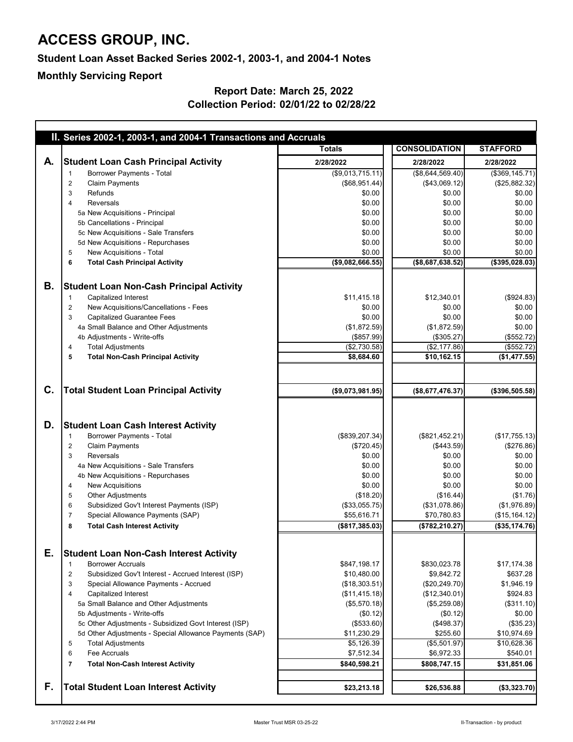# ACCESS GROUP, INC.

**Student Loan Asset Backed Series 2002-1, 2003-1, and 2004-1 Notes**

**Monthly Servicing Report**

**Report Date: March 25, 2022**
**Collection Period: 02/01/22 to 02/28/22**

## II. Series 2002-1, 2003-1, and 2004-1 Transactions and Accruals

| | | Totals | CONSOLIDATION | STAFFORD |
|---|---|---|---|---|
| **A.** | **Student Loan Cash Principal Activity** | **2/28/2022** | **2/28/2022** | **2/28/2022** |
| | 1 Borrower Payments - Total | ($9,013,715.11) | ($8,644,569.40) | ($369,145.71) |
| | 2 Claim Payments | ($68,951.44) | ($43,069.12) | ($25,882.32) |
| | 3 Refunds | $0.00 | $0.00 | $0.00 |
| | 4 Reversals | $0.00 | $0.00 | $0.00 |
| | 5a New Acquisitions - Principal | $0.00 | $0.00 | $0.00 |
| | 5b Cancellations - Principal | $0.00 | $0.00 | $0.00 |
| | 5c New Acquisitions - Sale Transfers | $0.00 | $0.00 | $0.00 |
| | 5d New Acquisitions - Repurchases | $0.00 | $0.00 | $0.00 |
| | 5 New Acquisitions - Total | $0.00 | $0.00 | $0.00 |
| | **6 Total Cash Principal Activity** | **($9,082,666.55)** | **($8,687,638.52)** | **($395,028.03)** |
| **B.** | **Student Loan Non-Cash Principal Activity** | | | |
| | 1 Capitalized Interest | $11,415.18 | $12,340.01 | ($924.83) |
| | 2 New Acquisitions/Cancellations - Fees | $0.00 | $0.00 | $0.00 |
| | 3 Capitalized Guarantee Fees | $0.00 | $0.00 | $0.00 |
| | 4a Small Balance and Other Adjustments | ($1,872.59) | ($1,872.59) | $0.00 |
| | 4b Adjustments - Write-offs | ($857.99) | ($305.27) | ($552.72) |
| | 4 Total Adjustments | ($2,730.58) | ($2,177.86) | ($552.72) |
| | **5 Total Non-Cash Principal Activity** | **$8,684.60** | **$10,162.15** | **($1,477.55)** |
| **C.** | **Total Student Loan Principal Activity** | **($9,073,981.95)** | **($8,677,476.37)** | **($396,505.58)** |
| **D.** | **Student Loan Cash Interest Activity** | | | |
| | 1 Borrower Payments - Total | ($839,207.34) | ($821,452.21) | ($17,755.13) |
| | 2 Claim Payments | ($720.45) | ($443.59) | ($276.86) |
| | 3 Reversals | $0.00 | $0.00 | $0.00 |
| | 4a New Acquisitions - Sale Transfers | $0.00 | $0.00 | $0.00 |
| | 4b New Acquisitions - Repurchases | $0.00 | $0.00 | $0.00 |
| | 4 New Acquisitions | $0.00 | $0.00 | $0.00 |
| | 5 Other Adjustments | ($18.20) | ($16.44) | ($1.76) |
| | 6 Subsidized Gov't Interest Payments (ISP) | ($33,055.75) | ($31,078.86) | ($1,976.89) |
| | 7 Special Allowance Payments (SAP) | $55,616.71 | $70,780.83 | ($15,164.12) |
| | **8 Total Cash Interest Activity** | **($817,385.03)** | **($782,210.27)** | **($35,174.76)** |
| **E.** | **Student Loan Non-Cash Interest Activity** | | | |
| | 1 Borrower Accruals | $847,198.17 | $830,023.78 | $17,174.38 |
| | 2 Subsidized Gov't Interest - Accrued Interest (ISP) | $10,480.00 | $9,842.72 | $637.28 |
| | 3 Special Allowance Payments - Accrued | ($18,303.51) | ($20,249.70) | $1,946.19 |
| | 4 Capitalized Interest | ($11,415.18) | ($12,340.01) | $924.83 |
| | 5a Small Balance and Other Adjustments | ($5,570.18) | ($5,259.08) | ($311.10) |
| | 5b Adjustments - Write-offs | ($0.12) | ($0.12) | $0.00 |
| | 5c Other Adjustments - Subsidized Govt Interest (ISP) | ($533.60) | ($498.37) | ($35.23) |
| | 5d Other Adjustments - Special Allowance Payments (SAP) | $11,230.29 | $255.60 | $10,974.69 |
| | 5 Total Adjustments | $5,126.39 | ($5,501.97) | $10,628.36 |
| | 6 Fee Accruals | $7,512.34 | $6,972.33 | $540.01 |
| | **7 Total Non-Cash Interest Activity** | **$840,598.21** | **$808,747.15** | **$31,851.06** |
| **F.** | **Total Student Loan Interest Activity** | **$23,213.18** | **$26,536.88** | **($3,323.70)** |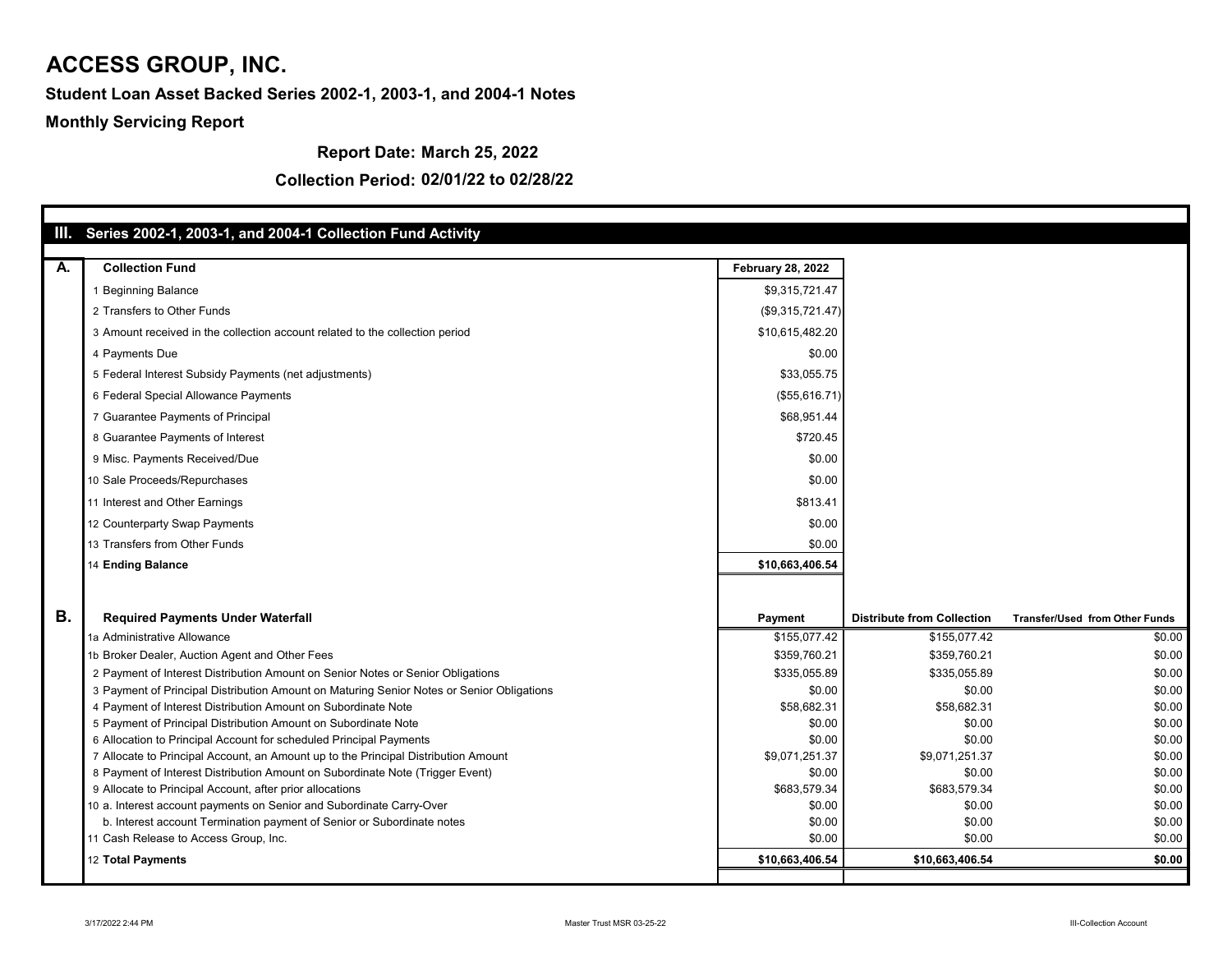# ACCESS GROUP, INC.

**Student Loan Asset Backed Series 2002-1, 2003-1, and 2004-1 Notes**

**Monthly Servicing Report**

**Report Date: March 25, 2022**

**Collection Period: 02/01/22 to 02/28/22**

## III. Series 2002-1, 2003-1, and 2004-1 Collection Fund Activity

| A. | Collection Fund | February 28, 2022 |
|---|---|---|
| | 1 Beginning Balance | $9,315,721.47 |
| | 2 Transfers to Other Funds | ($9,315,721.47) |
| | 3 Amount received in the collection account related to the collection period | $10,615,482.20 |
| | 4 Payments Due | $0.00 |
| | 5 Federal Interest Subsidy Payments (net adjustments) | $33,055.75 |
| | 6 Federal Special Allowance Payments | ($55,616.71) |
| | 7 Guarantee Payments of Principal | $68,951.44 |
| | 8 Guarantee Payments of Interest | $720.45 |
| | 9 Misc. Payments Received/Due | $0.00 |
| | 10 Sale Proceeds/Repurchases | $0.00 |
| | 11 Interest and Other Earnings | $813.41 |
| | 12 Counterparty Swap Payments | $0.00 |
| | 13 Transfers from Other Funds | $0.00 |
| | 14 **Ending Balance** | **$10,663,406.54** |

| B. | Required Payments Under Waterfall | Payment | Distribute from Collection | Transfer/Used from Other Funds |
|---|---|---|---|---|
| | 1a Administrative Allowance | $155,077.42 | $155,077.42 | $0.00 |
| | 1b Broker Dealer, Auction Agent and Other Fees | $359,760.21 | $359,760.21 | $0.00 |
| | 2 Payment of Interest Distribution Amount on Senior Notes or Senior Obligations | $335,055.89 | $335,055.89 | $0.00 |
| | 3 Payment of Principal Distribution Amount on Maturing Senior Notes or Senior Obligations | $0.00 | $0.00 | $0.00 |
| | 4 Payment of Interest Distribution Amount on Subordinate Note | $58,682.31 | $58,682.31 | $0.00 |
| | 5 Payment of Principal Distribution Amount on Subordinate Note | $0.00 | $0.00 | $0.00 |
| | 6 Allocation to Principal Account for scheduled Principal Payments | $0.00 | $0.00 | $0.00 |
| | 7 Allocate to Principal Account, an Amount up to the Principal Distribution Amount | $9,071,251.37 | $9,071,251.37 | $0.00 |
| | 8 Payment of Interest Distribution Amount on Subordinate Note (Trigger Event) | $0.00 | $0.00 | $0.00 |
| | 9 Allocate to Principal Account, after prior allocations | $683,579.34 | $683,579.34 | $0.00 |
| | 10 a. Interest account payments on Senior and Subordinate Carry-Over | $0.00 | $0.00 | $0.00 |
| | b. Interest account Termination payment of Senior or Subordinate notes | $0.00 | $0.00 | $0.00 |
| | 11 Cash Release to Access Group, Inc. | $0.00 | $0.00 | $0.00 |
| | 12 **Total Payments** | **$10,663,406.54** | **$10,663,406.54** | **$0.00** |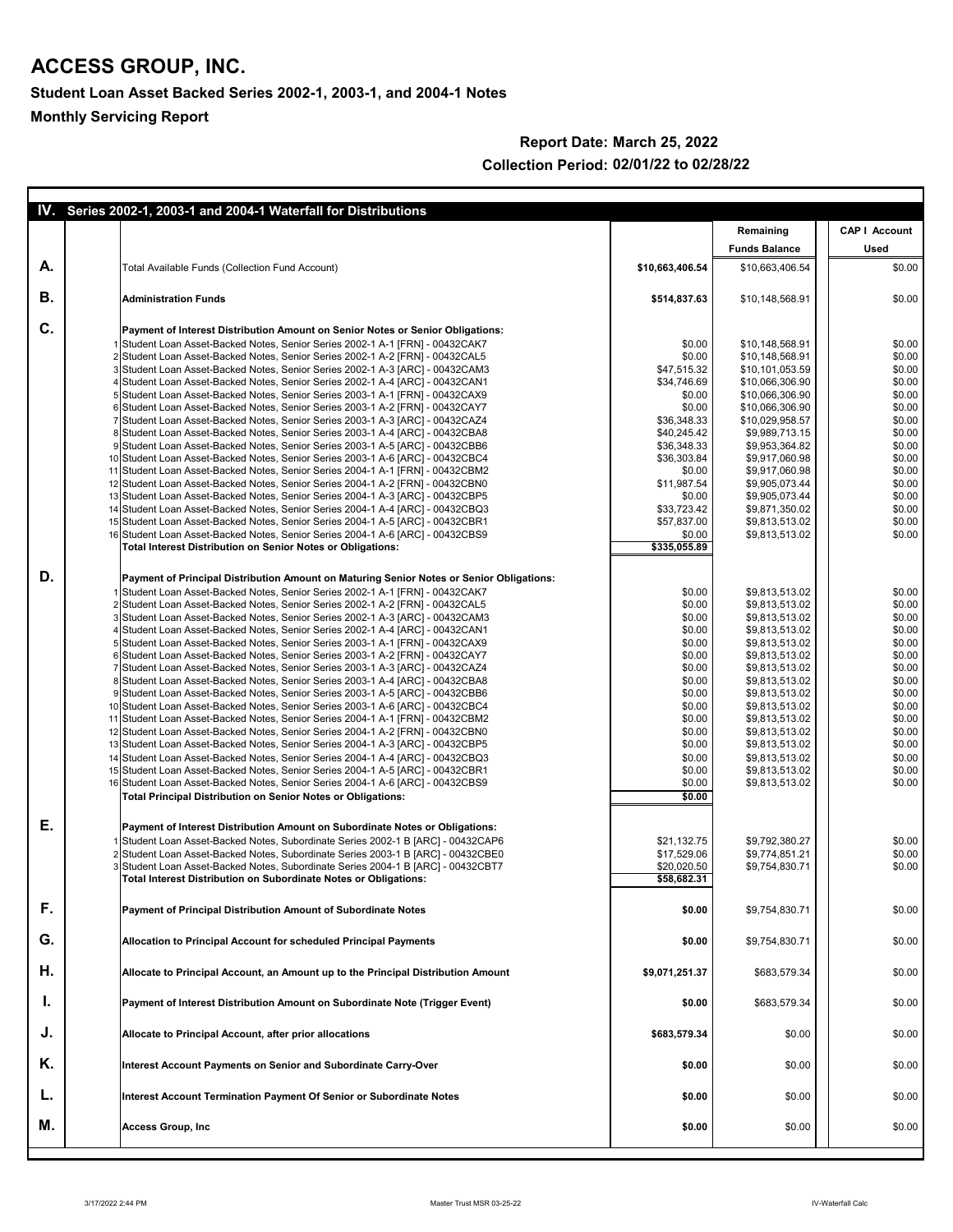# ACCESS GROUP, INC.

**Student Loan Asset Backed Series 2002-1, 2003-1, and 2004-1 Notes**

**Monthly Servicing Report**

**Report Date: March 25, 2022**

**Collection Period: 02/01/22 to 02/28/22**

## IV. Series 2002-1, 2003-1 and 2004-1 Waterfall for Distributions

| | | | | Remaining Funds Balance | CAP I Account Used |
|---|---|---|---|---|---|
| **A.** | | Total Available Funds (Collection Fund Account) | **$10,663,406.54** | $10,663,406.54 | $0.00 |
| **B.** | | **Administration Funds** | **$514,837.63** | $10,148,568.91 | $0.00 |
| **C.** | | **Payment of Interest Distribution Amount on Senior Notes or Senior Obligations:** | | | |
| | 1 | Student Loan Asset-Backed Notes, Senior Series 2002-1 A-1 [FRN] - 00432CAK7 | $0.00 | $10,148,568.91 | $0.00 |
| | 2 | Student Loan Asset-Backed Notes, Senior Series 2002-1 A-2 [FRN] - 00432CAL5 | $0.00 | $10,148,568.91 | $0.00 |
| | 3 | Student Loan Asset-Backed Notes, Senior Series 2002-1 A-3 [ARC] - 00432CAM3 | $47,515.32 | $10,101,053.59 | $0.00 |
| | 4 | Student Loan Asset-Backed Notes, Senior Series 2002-1 A-4 [ARC] - 00432CAN1 | $34,746.69 | $10,066,306.90 | $0.00 |
| | 5 | Student Loan Asset-Backed Notes, Senior Series 2003-1 A-1 [FRN] - 00432CAX9 | $0.00 | $10,066,306.90 | $0.00 |
| | 6 | Student Loan Asset-Backed Notes, Senior Series 2003-1 A-2 [FRN] - 00432CAY7 | $0.00 | $10,066,306.90 | $0.00 |
| | 7 | Student Loan Asset-Backed Notes, Senior Series 2003-1 A-3 [ARC] - 00432CAZ4 | $36,348.33 | $10,029,958.57 | $0.00 |
| | 8 | Student Loan Asset-Backed Notes, Senior Series 2003-1 A-4 [ARC] - 00432CBA8 | $40,245.42 | $9,989,713.15 | $0.00 |
| | 9 | Student Loan Asset-Backed Notes, Senior Series 2003-1 A-5 [ARC] - 00432CBB6 | $36,348.33 | $9,953,364.82 | $0.00 |
| | 10 | Student Loan Asset-Backed Notes, Senior Series 2003-1 A-6 [ARC] - 00432CBC4 | $36,303.84 | $9,917,060.98 | $0.00 |
| | 11 | Student Loan Asset-Backed Notes, Senior Series 2004-1 A-1 [FRN] - 00432CBM2 | $0.00 | $9,917,060.98 | $0.00 |
| | 12 | Student Loan Asset-Backed Notes, Senior Series 2004-1 A-2 [FRN] - 00432CBN0 | $11,987.54 | $9,905,073.44 | $0.00 |
| | 13 | Student Loan Asset-Backed Notes, Senior Series 2004-1 A-3 [ARC] - 00432CBP5 | $0.00 | $9,905,073.44 | $0.00 |
| | 14 | Student Loan Asset-Backed Notes, Senior Series 2004-1 A-4 [ARC] - 00432CBQ3 | $33,723.42 | $9,871,350.02 | $0.00 |
| | 15 | Student Loan Asset-Backed Notes, Senior Series 2004-1 A-5 [ARC] - 00432CBR1 | $57,837.00 | $9,813,513.02 | $0.00 |
| | 16 | Student Loan Asset-Backed Notes, Senior Series 2004-1 A-6 [ARC] - 00432CBS9 | $0.00 | $9,813,513.02 | $0.00 |
| | | **Total Interest Distribution on Senior Notes or Obligations:** | **$335,055.89** | | |
| **D.** | | **Payment of Principal Distribution Amount on Maturing Senior Notes or Senior Obligations:** | | | |
| | 1 | Student Loan Asset-Backed Notes, Senior Series 2002-1 A-1 [FRN] - 00432CAK7 | $0.00 | $9,813,513.02 | $0.00 |
| | 2 | Student Loan Asset-Backed Notes, Senior Series 2002-1 A-2 [FRN] - 00432CAL5 | $0.00 | $9,813,513.02 | $0.00 |
| | 3 | Student Loan Asset-Backed Notes, Senior Series 2002-1 A-3 [ARC] - 00432CAM3 | $0.00 | $9,813,513.02 | $0.00 |
| | 4 | Student Loan Asset-Backed Notes, Senior Series 2002-1 A-4 [ARC] - 00432CAN1 | $0.00 | $9,813,513.02 | $0.00 |
| | 5 | Student Loan Asset-Backed Notes, Senior Series 2003-1 A-1 [FRN] - 00432CAX9 | $0.00 | $9,813,513.02 | $0.00 |
| | 6 | Student Loan Asset-Backed Notes, Senior Series 2003-1 A-2 [FRN] - 00432CAY7 | $0.00 | $9,813,513.02 | $0.00 |
| | 7 | Student Loan Asset-Backed Notes, Senior Series 2003-1 A-3 [ARC] - 00432CAZ4 | $0.00 | $9,813,513.02 | $0.00 |
| | 8 | Student Loan Asset-Backed Notes, Senior Series 2003-1 A-4 [ARC] - 00432CBA8 | $0.00 | $9,813,513.02 | $0.00 |
| | 9 | Student Loan Asset-Backed Notes, Senior Series 2003-1 A-5 [ARC] - 00432CBB6 | $0.00 | $9,813,513.02 | $0.00 |
| | 10 | Student Loan Asset-Backed Notes, Senior Series 2003-1 A-6 [ARC] - 00432CBC4 | $0.00 | $9,813,513.02 | $0.00 |
| | 11 | Student Loan Asset-Backed Notes, Senior Series 2004-1 A-1 [FRN] - 00432CBM2 | $0.00 | $9,813,513.02 | $0.00 |
| | 12 | Student Loan Asset-Backed Notes, Senior Series 2004-1 A-2 [FRN] - 00432CBN0 | $0.00 | $9,813,513.02 | $0.00 |
| | 13 | Student Loan Asset-Backed Notes, Senior Series 2004-1 A-3 [ARC] - 00432CBP5 | $0.00 | $9,813,513.02 | $0.00 |
| | 14 | Student Loan Asset-Backed Notes, Senior Series 2004-1 A-4 [ARC] - 00432CBQ3 | $0.00 | $9,813,513.02 | $0.00 |
| | 15 | Student Loan Asset-Backed Notes, Senior Series 2004-1 A-5 [ARC] - 00432CBR1 | $0.00 | $9,813,513.02 | $0.00 |
| | 16 | Student Loan Asset-Backed Notes, Senior Series 2004-1 A-6 [ARC] - 00432CBS9 | $0.00 | $9,813,513.02 | $0.00 |
| | | **Total Principal Distribution on Senior Notes or Obligations:** | **$0.00** | | |
| **E.** | | **Payment of Interest Distribution Amount on Subordinate Notes or Obligations:** | | | |
| | 1 | Student Loan Asset-Backed Notes, Subordinate Series 2002-1 B [ARC] - 00432CAP6 | $21,132.75 | $9,792,380.27 | $0.00 |
| | 2 | Student Loan Asset-Backed Notes, Subordinate Series 2003-1 B [ARC] - 00432CBE0 | $17,529.06 | $9,774,851.21 | $0.00 |
| | 3 | Student Loan Asset-Backed Notes, Subordinate Series 2004-1 B [ARC] - 00432CBT7 | $20,020.50 | $9,754,830.71 | $0.00 |
| | | **Total Interest Distribution on Subordinate Notes or Obligations:** | **$58,682.31** | | |
| **F.** | | **Payment of Principal Distribution Amount of Subordinate Notes** | **$0.00** | $9,754,830.71 | $0.00 |
| **G.** | | **Allocation to Principal Account for scheduled Principal Payments** | **$0.00** | $9,754,830.71 | $0.00 |
| **H.** | | **Allocate to Principal Account, an Amount up to the Principal Distribution Amount** | **$9,071,251.37** | $683,579.34 | $0.00 |
| **I.** | | **Payment of Interest Distribution Amount on Subordinate Note (Trigger Event)** | **$0.00** | $683,579.34 | $0.00 |
| **J.** | | **Allocate to Principal Account, after prior allocations** | **$683,579.34** | $0.00 | $0.00 |
| **K.** | | **Interest Account Payments on Senior and Subordinate Carry-Over** | **$0.00** | $0.00 | $0.00 |
| **L.** | | **Interest Account Termination Payment Of Senior or Subordinate Notes** | **$0.00** | $0.00 | $0.00 |
| **M.** | | **Access Group, Inc** | **$0.00** | $0.00 | $0.00 |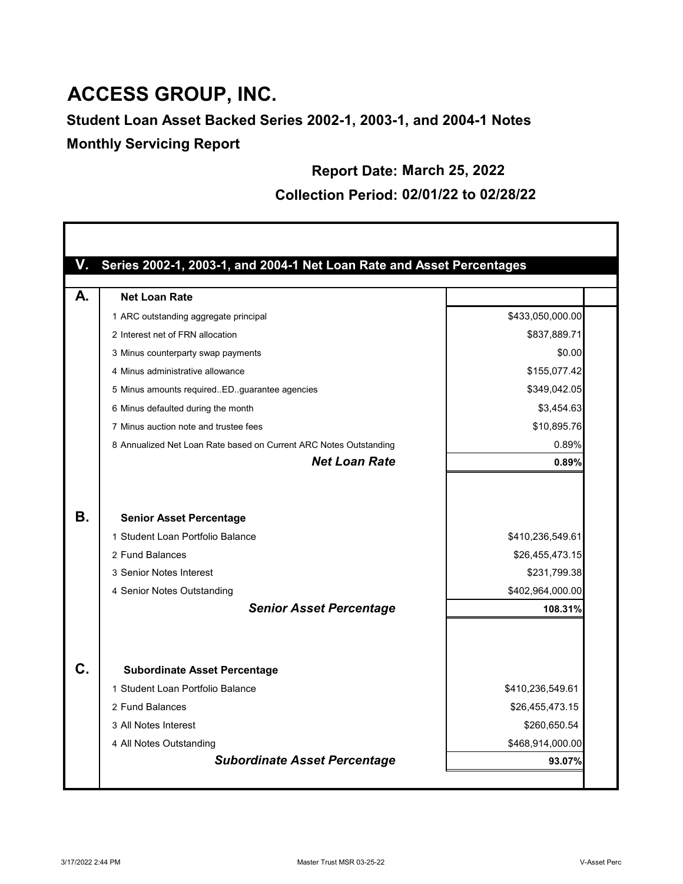# ACCESS GROUP, INC.

## Student Loan Asset Backed Series 2002-1, 2003-1, and 2004-1 Notes

## Monthly Servicing Report

**Report Date: March 25, 2022**

**Collection Period: 02/01/22 to 02/28/22**

### V. Series 2002-1, 2003-1, and 2004-1 Net Loan Rate and Asset Percentages

| | | |
|---|---|---|
| **A.** | **Net Loan Rate** | |
| | 1 ARC outstanding aggregate principal | $433,050,000.00 |
| | 2 Interest net of FRN allocation | $837,889.71 |
| | 3 Minus counterparty swap payments | $0.00 |
| | 4 Minus administrative allowance | $155,077.42 |
| | 5 Minus amounts required..ED..guarantee agencies | $349,042.05 |
| | 6 Minus defaulted during the month | $3,454.63 |
| | 7 Minus auction note and trustee fees | $10,895.76 |
| | 8 Annualized Net Loan Rate based on Current ARC Notes Outstanding | 0.89% |
| | ***Net Loan Rate*** | **0.89%** |
| **B.** | **Senior Asset Percentage** | |
| | 1 Student Loan Portfolio Balance | $410,236,549.61 |
| | 2 Fund Balances | $26,455,473.15 |
| | 3 Senior Notes Interest | $231,799.38 |
| | 4 Senior Notes Outstanding | $402,964,000.00 |
| | ***Senior Asset Percentage*** | **108.31%** |
| **C.** | **Subordinate Asset Percentage** | |
| | 1 Student Loan Portfolio Balance | $410,236,549.61 |
| | 2 Fund Balances | $26,455,473.15 |
| | 3 All Notes Interest | $260,650.54 |
| | 4 All Notes Outstanding | $468,914,000.00 |
| | ***Subordinate Asset Percentage*** | **93.07%** |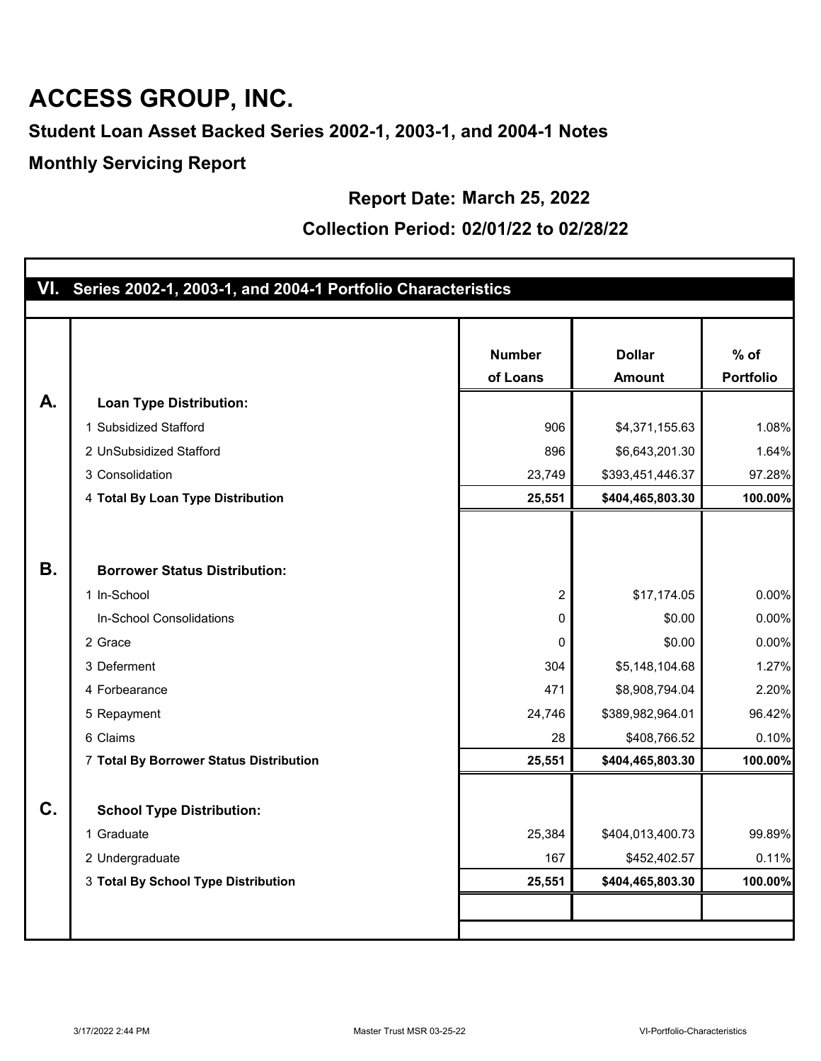# ACCESS GROUP, INC.

**Student Loan Asset Backed Series 2002-1, 2003-1, and 2004-1 Notes**

**Monthly Servicing Report**

**Report Date: March 25, 2022**

**Collection Period: 02/01/22 to 02/28/22**

## VI. Series 2002-1, 2003-1, and 2004-1 Portfolio Characteristics

| | | Number of Loans | Dollar Amount | % of Portfolio |
|---|---|---|---|---|
| **A.** | **Loan Type Distribution:** | | | |
| | 1 Subsidized Stafford | 906 | $4,371,155.63 | 1.08% |
| | 2 UnSubsidized Stafford | 896 | $6,643,201.30 | 1.64% |
| | 3 Consolidation | 23,749 | $393,451,446.37 | 97.28% |
| | 4 **Total By Loan Type Distribution** | **25,551** | **$404,465,803.30** | **100.00%** |
| **B.** | **Borrower Status Distribution:** | | | |
| | 1 In-School | 2 | $17,174.05 | 0.00% |
| | In-School Consolidations | 0 | $0.00 | 0.00% |
| | 2 Grace | 0 | $0.00 | 0.00% |
| | 3 Deferment | 304 | $5,148,104.68 | 1.27% |
| | 4 Forbearance | 471 | $8,908,794.04 | 2.20% |
| | 5 Repayment | 24,746 | $389,982,964.01 | 96.42% |
| | 6 Claims | 28 | $408,766.52 | 0.10% |
| | 7 **Total By Borrower Status Distribution** | **25,551** | **$404,465,803.30** | **100.00%** |
| **C.** | **School Type Distribution:** | | | |
| | 1 Graduate | 25,384 | $404,013,400.73 | 99.89% |
| | 2 Undergraduate | 167 | $452,402.57 | 0.11% |
| | 3 **Total By School Type Distribution** | **25,551** | **$404,465,803.30** | **100.00%** |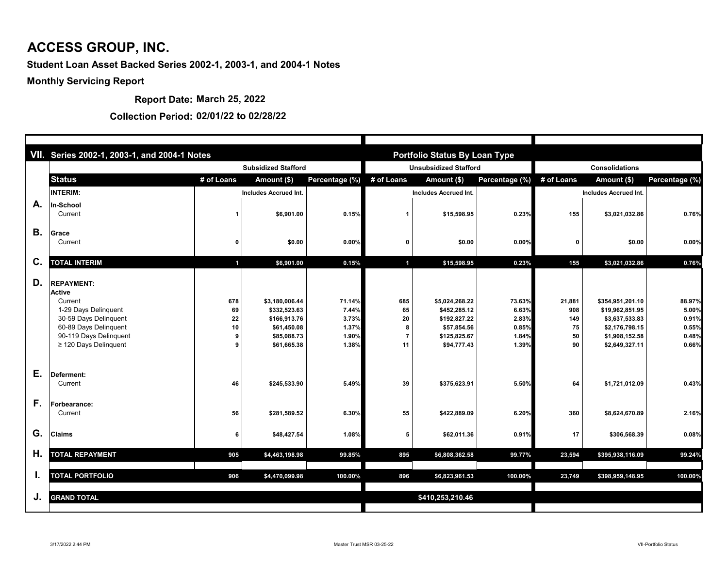# ACCESS GROUP, INC.

**Student Loan Asset Backed Series 2002-1, 2003-1, and 2004-1 Notes**

**Monthly Servicing Report**

**Report Date: March 25, 2022**

**Collection Period: 02/01/22 to 02/28/22**

| VII. | Series 2002-1, 2003-1, and 2004-1 Notes | | | | Portfolio Status By Loan Type | | | | | |
|---|---|---|---|---|---|---|---|---|---|---|
| | | Subsidized Stafford | | | Unsubsidized Stafford | | | Consolidations | | |
| | **Status** | **# of Loans** | **Amount ($)** | **Percentage (%)** | **# of Loans** | **Amount ($)** | **Percentage (%)** | **# of Loans** | **Amount ($)** | **Percentage (%)** |
| | **INTERIM:** | | Includes Accrued Int. | | | Includes Accrued Int. | | | Includes Accrued Int. | |
| **A.** | **In-School** | | | | | | | | | |
| | Current | 1 | $6,901.00 | 0.15% | 1 | $15,598.95 | 0.23% | 155 | $3,021,032.86 | 0.76% |
| **B.** | **Grace** | | | | | | | | | |
| | Current | 0 | $0.00 | 0.00% | 0 | $0.00 | 0.00% | 0 | $0.00 | 0.00% |
| **C.** | **TOTAL INTERIM** | 1 | $6,901.00 | 0.15% | 1 | $15,598.95 | 0.23% | 155 | $3,021,032.86 | 0.76% |
| **D.** | **REPAYMENT:** | | | | | | | | | |
| | **Active** | | | | | | | | | |
| | Current | 678 | $3,180,006.44 | 71.14% | 685 | $5,024,268.22 | 73.63% | 21,881 | $354,951,201.10 | 88.97% |
| | 1-29 Days Delinquent | 69 | $332,523.63 | 7.44% | 65 | $452,285.12 | 6.63% | 908 | $19,962,851.95 | 5.00% |
| | 30-59 Days Delinquent | 22 | $166,913.76 | 3.73% | 20 | $192,827.22 | 2.83% | 149 | $3,637,533.83 | 0.91% |
| | 60-89 Days Delinquent | 10 | $61,450.08 | 1.37% | 8 | $57,854.56 | 0.85% | 75 | $2,176,798.15 | 0.55% |
| | 90-119 Days Delinquent | 9 | $85,088.73 | 1.90% | 7 | $125,825.67 | 1.84% | 50 | $1,908,152.58 | 0.48% |
| | ≥ 120 Days Delinquent | 9 | $61,665.38 | 1.38% | 11 | $94,777.43 | 1.39% | 90 | $2,649,327.11 | 0.66% |
| **E.** | **Deferment:** | | | | | | | | | |
| | Current | 46 | $245,533.90 | 5.49% | 39 | $375,623.91 | 5.50% | 64 | $1,721,012.09 | 0.43% |
| **F.** | **Forbearance:** | | | | | | | | | |
| | Current | 56 | $281,589.52 | 6.30% | 55 | $422,889.09 | 6.20% | 360 | $8,624,670.89 | 2.16% |
| **G.** | **Claims** | 6 | $48,427.54 | 1.08% | 5 | $62,011.36 | 0.91% | 17 | $306,568.39 | 0.08% |
| **H.** | **TOTAL REPAYMENT** | 905 | $4,463,198.98 | 99.85% | 895 | $6,808,362.58 | 99.77% | 23,594 | $395,938,116.09 | 99.24% |
| **I.** | **TOTAL PORTFOLIO** | 906 | $4,470,099.98 | 100.00% | 896 | $6,823,961.53 | 100.00% | 23,749 | $398,959,148.95 | 100.00% |
| **J.** | **GRAND TOTAL** | | | | | $410,253,210.46 | | | | |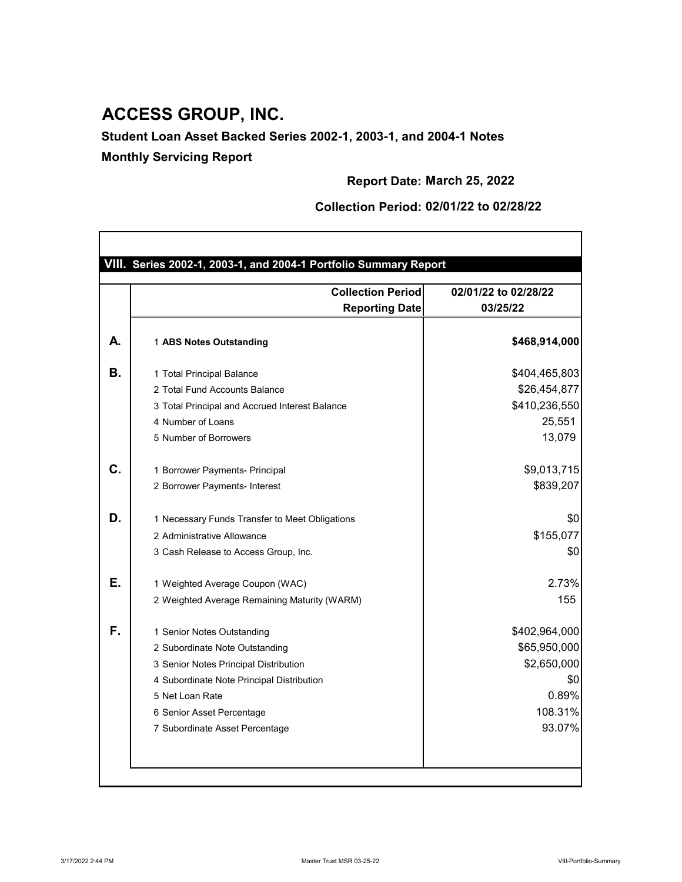# ACCESS GROUP, INC.

**Student Loan Asset Backed Series 2002-1, 2003-1, and 2004-1 Notes**

**Monthly Servicing Report**

**Report Date: March 25, 2022**

**Collection Period: 02/01/22 to 02/28/22**

## VIII. Series 2002-1, 2003-1, and 2004-1 Portfolio Summary Report

| | | |
|---|---|---|
| | **Collection Period** | **02/01/22 to 02/28/22** |
| | **Reporting Date** | **03/25/22** |
| **A.** | 1 **ABS Notes Outstanding** | **$468,914,000** |
| **B.** | 1 Total Principal Balance | $404,465,803 |
| | 2 Total Fund Accounts Balance | $26,454,877 |
| | 3 Total Principal and Accrued Interest Balance | $410,236,550 |
| | 4 Number of Loans | 25,551 |
| | 5 Number of Borrowers | 13,079 |
| **C.** | 1 Borrower Payments- Principal | $9,013,715 |
| | 2 Borrower Payments- Interest | $839,207 |
| **D.** | 1 Necessary Funds Transfer to Meet Obligations | $0 |
| | 2 Administrative Allowance | $155,077 |
| | 3 Cash Release to Access Group, Inc. | $0 |
| **E.** | 1 Weighted Average Coupon (WAC) | 2.73% |
| | 2 Weighted Average Remaining Maturity (WARM) | 155 |
| **F.** | 1 Senior Notes Outstanding | $402,964,000 |
| | 2 Subordinate Note Outstanding | $65,950,000 |
| | 3 Senior Notes Principal Distribution | $2,650,000 |
| | 4 Subordinate Note Principal Distribution | $0 |
| | 5 Net Loan Rate | 0.89% |
| | 6 Senior Asset Percentage | 108.31% |
| | 7 Subordinate Asset Percentage | 93.07% |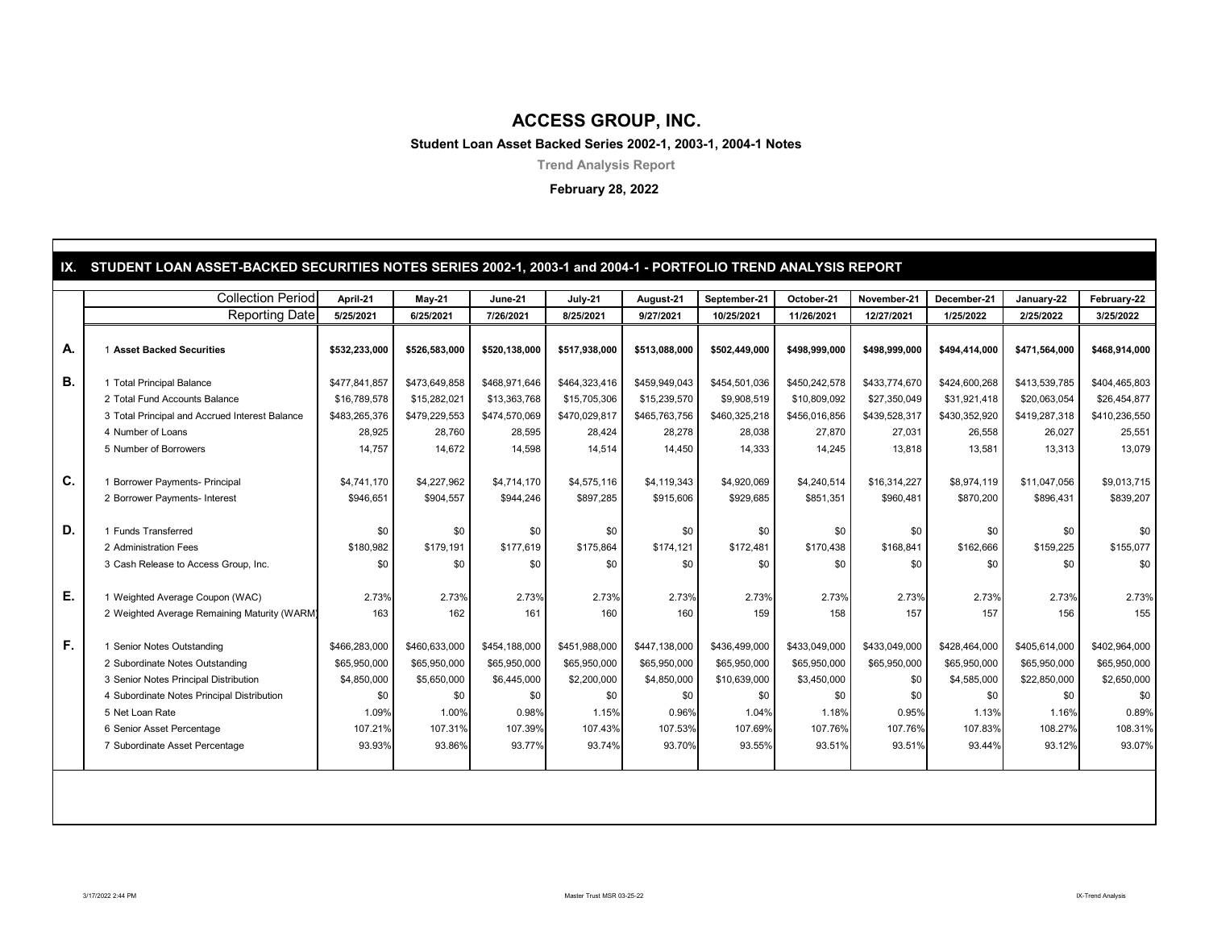# ACCESS GROUP, INC.

**Student Loan Asset Backed Series 2002-1, 2003-1, 2004-1 Notes**

**Trend Analysis Report**

**February 28, 2022**

## IX. STUDENT LOAN ASSET-BACKED SECURITIES NOTES SERIES 2002-1, 2003-1 and 2004-1 - PORTFOLIO TREND ANALYSIS REPORT

| | Collection Period | April-21 | May-21 | June-21 | July-21 | August-21 | September-21 | October-21 | November-21 | December-21 | January-22 | February-22 |
|---|---|---|---|---|---|---|---|---|---|---|---|---|
| | Reporting Date | 5/25/2021 | 6/25/2021 | 7/26/2021 | 8/25/2021 | 9/27/2021 | 10/25/2021 | 11/26/2021 | 12/27/2021 | 1/25/2022 | 2/25/2022 | 3/25/2022 |
| **A.** | 1 **Asset Backed Securities** | $532,233,000 | $526,583,000 | $520,138,000 | $517,938,000 | $513,088,000 | $502,449,000 | $498,999,000 | $498,999,000 | $494,414,000 | $471,564,000 | $468,914,000 |
| **B.** | 1 Total Principal Balance | $477,841,857 | $473,649,858 | $468,971,646 | $464,323,416 | $459,949,043 | $454,501,036 | $450,242,578 | $433,774,670 | $424,600,268 | $413,539,785 | $404,465,803 |
| | 2 Total Fund Accounts Balance | $16,789,578 | $15,282,021 | $13,363,768 | $15,705,306 | $15,239,570 | $9,908,519 | $10,809,092 | $27,350,049 | $31,921,418 | $20,063,054 | $26,454,877 |
| | 3 Total Principal and Accrued Interest Balance | $483,265,376 | $479,229,553 | $474,570,069 | $470,029,817 | $465,763,756 | $460,325,218 | $456,016,856 | $439,528,317 | $430,352,920 | $419,287,318 | $410,236,550 |
| | 4 Number of Loans | 28,925 | 28,760 | 28,595 | 28,424 | 28,278 | 28,038 | 27,870 | 27,031 | 26,558 | 26,027 | 25,551 |
| | 5 Number of Borrowers | 14,757 | 14,672 | 14,598 | 14,514 | 14,450 | 14,333 | 14,245 | 13,818 | 13,581 | 13,313 | 13,079 |
| **C.** | 1 Borrower Payments- Principal | $4,741,170 | $4,227,962 | $4,714,170 | $4,575,116 | $4,119,343 | $4,920,069 | $4,240,514 | $16,314,227 | $8,974,119 | $11,047,056 | $9,013,715 |
| | 2 Borrower Payments- Interest | $946,651 | $904,557 | $944,246 | $897,285 | $915,606 | $929,685 | $851,351 | $960,481 | $870,200 | $896,431 | $839,207 |
| **D.** | 1 Funds Transferred | $0 | $0 | $0 | $0 | $0 | $0 | $0 | $0 | $0 | $0 | $0 |
| | 2 Administration Fees | $180,982 | $179,191 | $177,619 | $175,864 | $174,121 | $172,481 | $170,438 | $168,841 | $162,666 | $159,225 | $155,077 |
| | 3 Cash Release to Access Group, Inc. | $0 | $0 | $0 | $0 | $0 | $0 | $0 | $0 | $0 | $0 | $0 |
| **E.** | 1 Weighted Average Coupon (WAC) | 2.73% | 2.73% | 2.73% | 2.73% | 2.73% | 2.73% | 2.73% | 2.73% | 2.73% | 2.73% | 2.73% |
| | 2 Weighted Average Remaining Maturity (WARM) | 163 | 162 | 161 | 160 | 160 | 159 | 158 | 157 | 157 | 156 | 155 |
| **F.** | 1 Senior Notes Outstanding | $466,283,000 | $460,633,000 | $454,188,000 | $451,988,000 | $447,138,000 | $436,499,000 | $433,049,000 | $433,049,000 | $428,464,000 | $405,614,000 | $402,964,000 |
| | 2 Subordinate Notes Outstanding | $65,950,000 | $65,950,000 | $65,950,000 | $65,950,000 | $65,950,000 | $65,950,000 | $65,950,000 | $65,950,000 | $65,950,000 | $65,950,000 | $65,950,000 |
| | 3 Senior Notes Principal Distribution | $4,850,000 | $5,650,000 | $6,445,000 | $2,200,000 | $4,850,000 | $10,639,000 | $3,450,000 | $0 | $4,585,000 | $22,850,000 | $2,650,000 |
| | 4 Subordinate Notes Principal Distribution | $0 | $0 | $0 | $0 | $0 | $0 | $0 | $0 | $0 | $0 | $0 |
| | 5 Net Loan Rate | 1.09% | 1.00% | 0.98% | 1.15% | 0.96% | 1.04% | 1.18% | 0.95% | 1.13% | 1.16% | 0.89% |
| | 6 Senior Asset Percentage | 107.21% | 107.31% | 107.39% | 107.43% | 107.53% | 107.69% | 107.76% | 107.76% | 107.83% | 108.27% | 108.31% |
| | 7 Subordinate Asset Percentage | 93.93% | 93.86% | 93.77% | 93.74% | 93.70% | 93.55% | 93.51% | 93.51% | 93.44% | 93.12% | 93.07% |